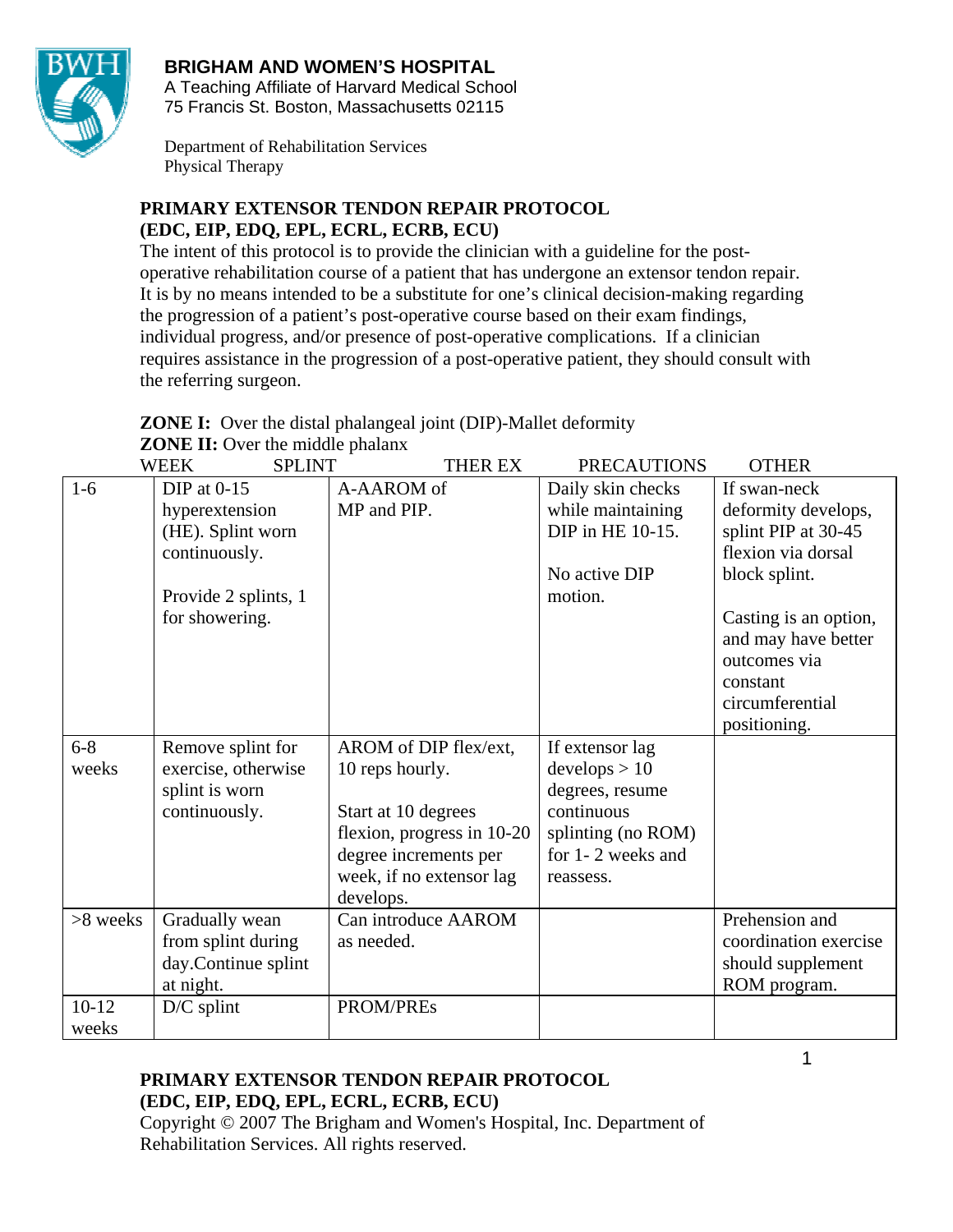**BRIGHAM AND WOMEN'S HOSPITAL**
A Teaching Affiliate of Harvard Medical School
75 Francis St. Boston, Massachusetts 02115

Department of Rehabilitation Services
Physical Therapy

## PRIMARY EXTENSOR TENDON REPAIR PROTOCOL (EDC, EIP, EDQ, EPL, ECRL, ECRB, ECU)

The intent of this protocol is to provide the clinician with a guideline for the post-operative rehabilitation course of a patient that has undergone an extensor tendon repair. It is by no means intended to be a substitute for one's clinical decision-making regarding the progression of a patient's post-operative course based on their exam findings, individual progress, and/or presence of post-operative complications. If a clinician requires assistance in the progression of a post-operative patient, they should consult with the referring surgeon.

**ZONE I:** Over the distal phalangeal joint (DIP)-Mallet deformity
**ZONE II:** Over the middle phalanx

| WEEK | SPLINT | THER EX | PRECAUTIONS | OTHER |
|---|---|---|---|---|
| 1-6 | DIP at 0-15 hyperextension (HE). Splint worn continuously.<br><br>Provide 2 splints, 1 for showering. | A-AAROM of MP and PIP. | Daily skin checks while maintaining DIP in HE 10-15.<br><br>No active DIP motion. | If swan-neck deformity develops, splint PIP at 30-45 flexion via dorsal block splint.<br><br>Casting is an option, and may have better outcomes via constant circumferential positioning. |
| 6-8 weeks | Remove splint for exercise, otherwise splint is worn continuously. | AROM of DIP flex/ext, 10 reps hourly.<br><br>Start at 10 degrees flexion, progress in 10-20 degree increments per week, if no extensor lag develops. | If extensor lag develops > 10 degrees, resume continuous splinting (no ROM) for 1- 2 weeks and reassess. | |
| >8 weeks | Gradually wean from splint during day.Continue splint at night. | Can introduce AAROM as needed. | | Prehension and coordination exercise should supplement ROM program. |
| 10-12 weeks | D/C splint | PROM/PREs | | |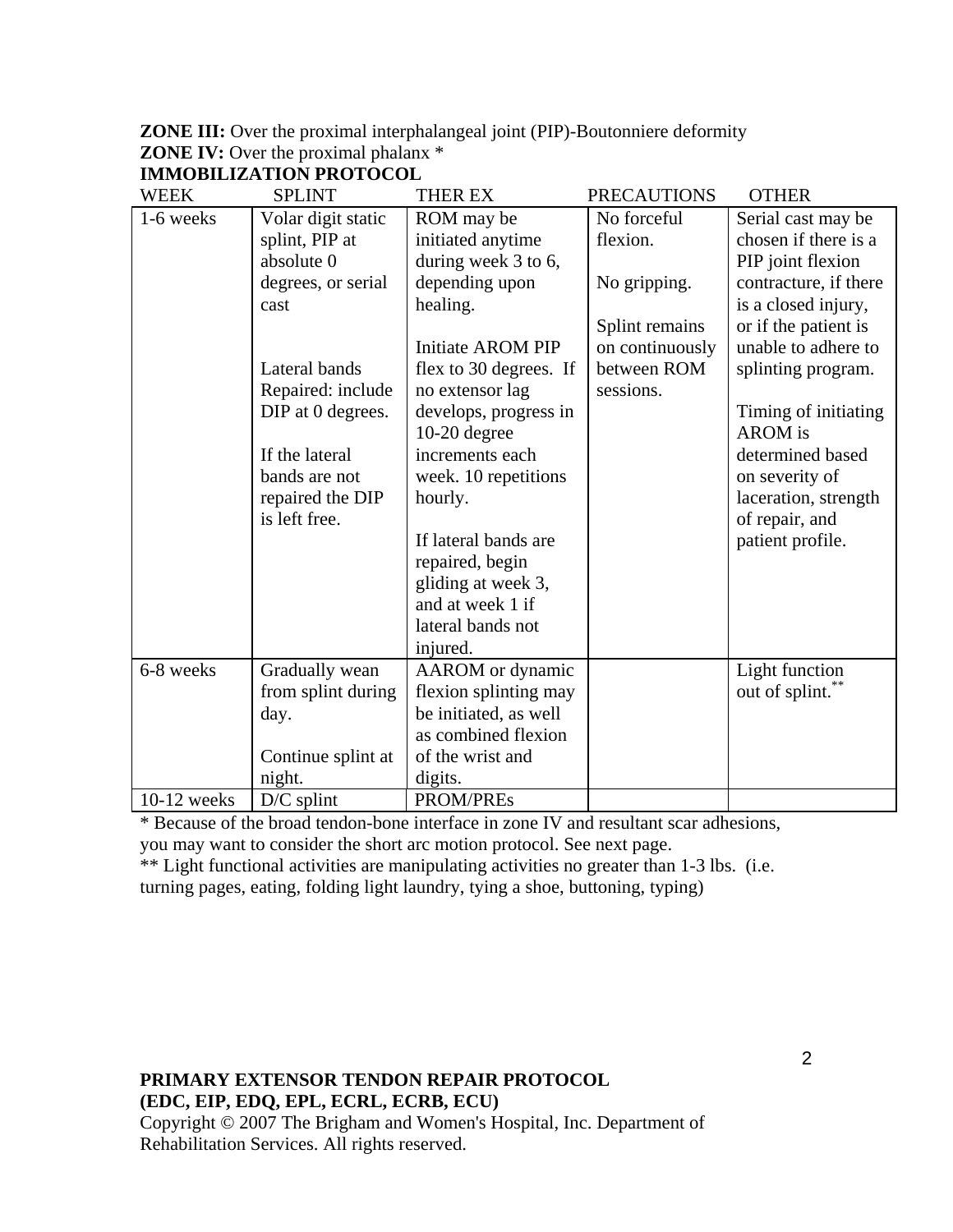**ZONE III:** Over the proximal interphalangeal joint (PIP)-Boutonniere deformity
**ZONE IV:** Over the proximal phalanx *
**IMMOBILIZATION PROTOCOL**

| WEEK | SPLINT | THER EX | PRECAUTIONS | OTHER |
|---|---|---|---|---|
| 1-6 weeks | Volar digit static splint, PIP at absolute 0 degrees, or serial cast<br><br>Lateral bands Repaired: include DIP at 0 degrees.<br><br>If the lateral bands are not repaired the DIP is left free. | ROM may be initiated anytime during week 3 to 6, depending upon healing.<br><br>Initiate AROM PIP flex to 30 degrees. If no extensor lag develops, progress in 10-20 degree increments each week. 10 repetitions hourly.<br><br>If lateral bands are repaired, begin gliding at week 3, and at week 1 if lateral bands not injured. | No forceful flexion.<br><br>No gripping.<br><br>Splint remains on continuously between ROM sessions. | Serial cast may be chosen if there is a PIP joint flexion contracture, if there is a closed injury, or if the patient is unable to adhere to splinting program.<br><br>Timing of initiating AROM is determined based on severity of laceration, strength of repair, and patient profile. |
| 6-8 weeks | Gradually wean from splint during day.<br><br>Continue splint at night. | AAROM or dynamic flexion splinting may be initiated, as well as combined flexion of the wrist and digits. | | Light function out of splint.** |
| 10-12 weeks | D/C splint | PROM/PREs | | |

* Because of the broad tendon-bone interface in zone IV and resultant scar adhesions, you may want to consider the short arc motion protocol. See next page.
** Light functional activities are manipulating activities no greater than 1-3 lbs. (i.e. turning pages, eating, folding light laundry, tying a shoe, buttoning, typing)

**PRIMARY EXTENSOR TENDON REPAIR PROTOCOL**
**(EDC, EIP, EDQ, EPL, ECRL, ECRB, ECU)**
Copyright © 2007 The Brigham and Women's Hospital, Inc. Department of Rehabilitation Services. All rights reserved.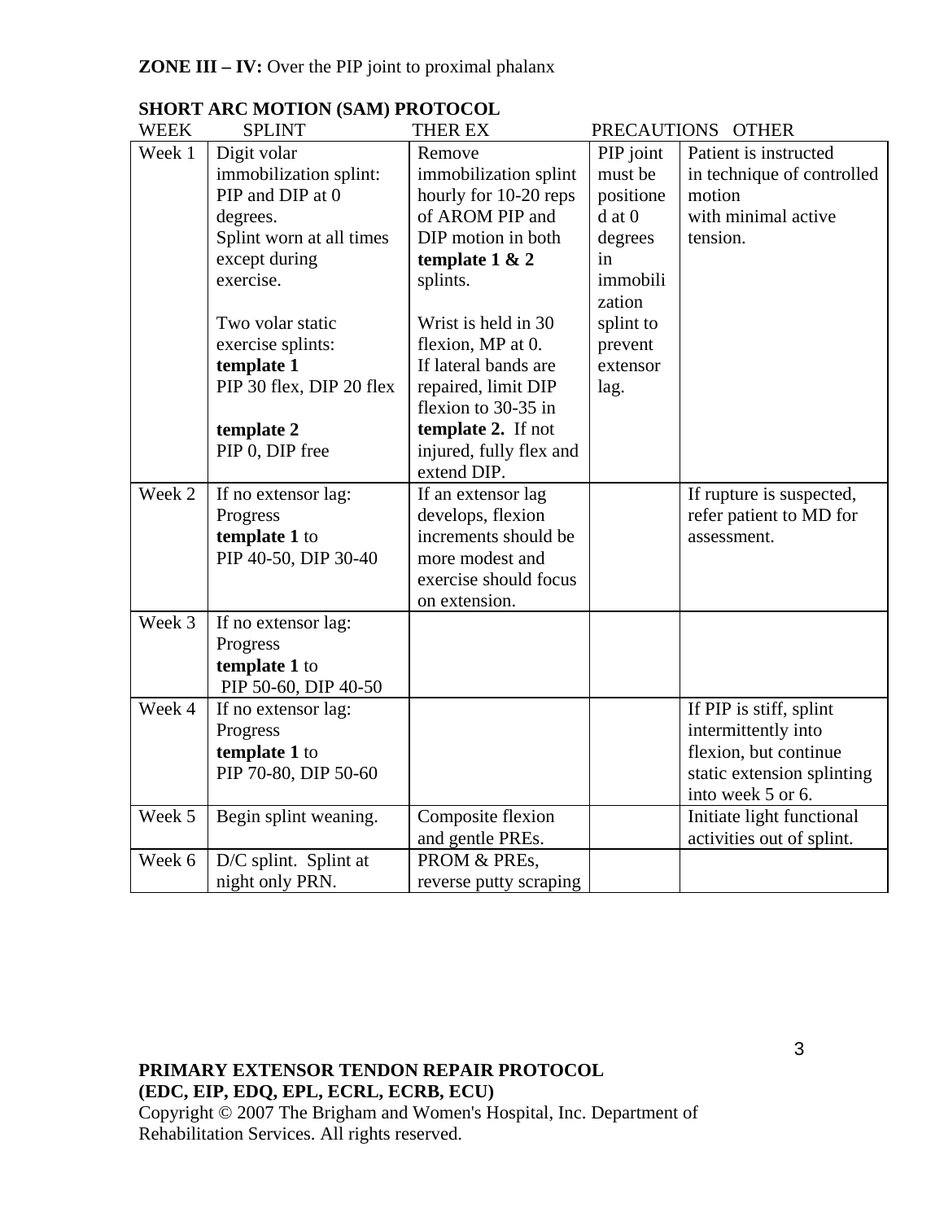**ZONE III – IV:** Over the PIP joint to proximal phalanx

**SHORT ARC MOTION (SAM) PROTOCOL**

| WEEK | SPLINT | THER EX | PRECAUTIONS | OTHER |
|---|---|---|---|---|
| Week 1 | Digit volar immobilization splint: PIP and DIP at 0 degrees. Splint worn at all times except during exercise.<br><br>Two volar static exercise splints: **template 1** PIP 30 flex, DIP 20 flex<br><br>**template 2** PIP 0, DIP free | Remove immobilization splint hourly for 10-20 reps of AROM PIP and DIP motion in both **template 1 & 2** splints.<br><br>Wrist is held in 30 flexion, MP at 0. If lateral bands are repaired, limit DIP flexion to 30-35 in **template 2.** If not injured, fully flex and extend DIP. | PIP joint must be positioned at 0 degrees in immobilization splint to prevent extensor lag. | Patient is instructed in technique of controlled motion with minimal active tension. |
| Week 2 | If no extensor lag: Progress **template 1** to PIP 40-50, DIP 30-40 | If an extensor lag develops, flexion increments should be more modest and exercise should focus on extension. | | If rupture is suspected, refer patient to MD for assessment. |
| Week 3 | If no extensor lag: Progress **template 1** to PIP 50-60, DIP 40-50 | | | |
| Week 4 | If no extensor lag: Progress **template 1** to PIP 70-80, DIP 50-60 | | | If PIP is stiff, splint intermittently into flexion, but continue static extension splinting into week 5 or 6. |
| Week 5 | Begin splint weaning. | Composite flexion and gentle PREs. | | Initiate light functional activities out of splint. |
| Week 6 | D/C splint. Splint at night only PRN. | PROM & PREs, reverse putty scraping | | |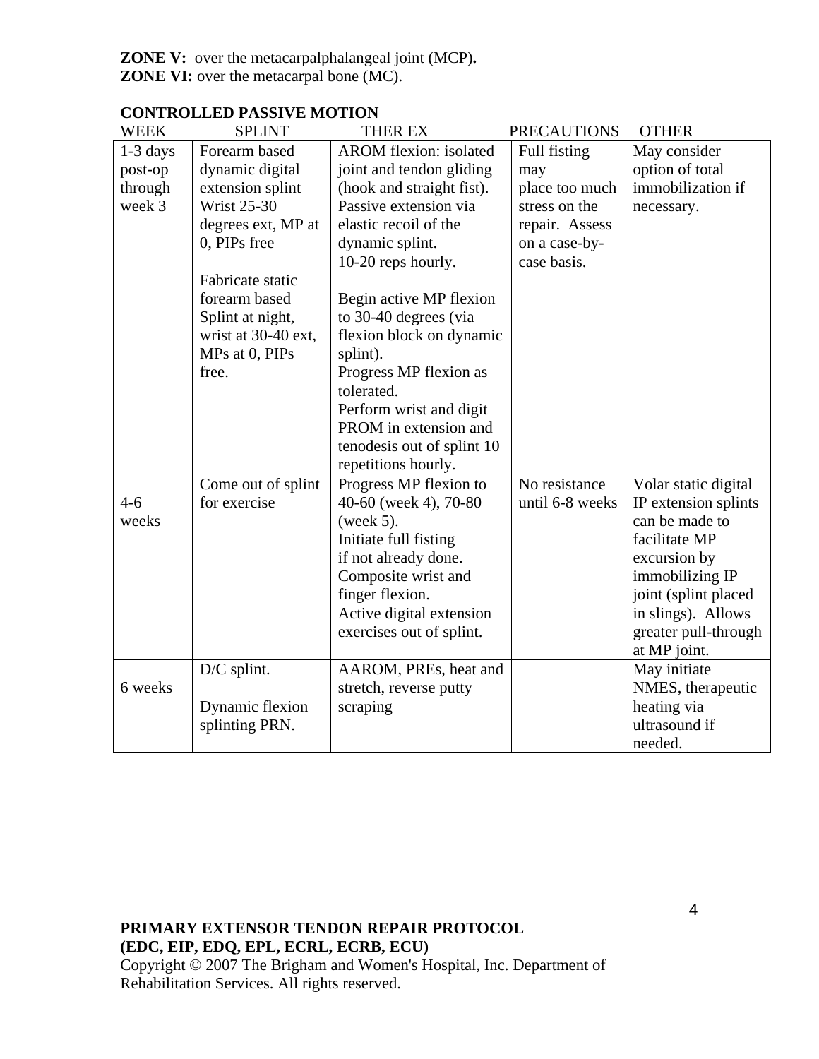**ZONE V:** over the metacarpalphalangeal joint (MCP)**.**
**ZONE VI:** over the metacarpal bone (MC).

**CONTROLLED PASSIVE MOTION**

| WEEK | SPLINT | THER EX | PRECAUTIONS | OTHER |
|---|---|---|---|---|
| 1-3 days post-op through week 3 | Forearm based dynamic digital extension splint Wrist 25-30 degrees ext, MP at 0, PIPs free<br><br>Fabricate static forearm based Splint at night, wrist at 30-40 ext, MPs at 0, PIPs free. | AROM flexion: isolated joint and tendon gliding (hook and straight fist). Passive extension via elastic recoil of the dynamic splint.<br>10-20 reps hourly.<br><br>Begin active MP flexion to 30-40 degrees (via flexion block on dynamic splint).<br>Progress MP flexion as tolerated.<br>Perform wrist and digit PROM in extension and tenodesis out of splint 10 repetitions hourly. | Full fisting may place too much stress on the repair. Assess on a case-by-case basis. | May consider option of total immobilization if necessary. |
| 4-6 weeks | Come out of splint for exercise | Progress MP flexion to 40-60 (week 4), 70-80 (week 5).<br>Initiate full fisting if not already done.<br>Composite wrist and finger flexion.<br>Active digital extension exercises out of splint. | No resistance until 6-8 weeks | Volar static digital IP extension splints can be made to facilitate MP excursion by immobilizing IP joint (splint placed in slings). Allows greater pull-through at MP joint. |
| 6 weeks | D/C splint.<br><br>Dynamic flexion splinting PRN. | AAROM, PREs, heat and stretch, reverse putty scraping | | May initiate NMES, therapeutic heating via ultrasound if needed. |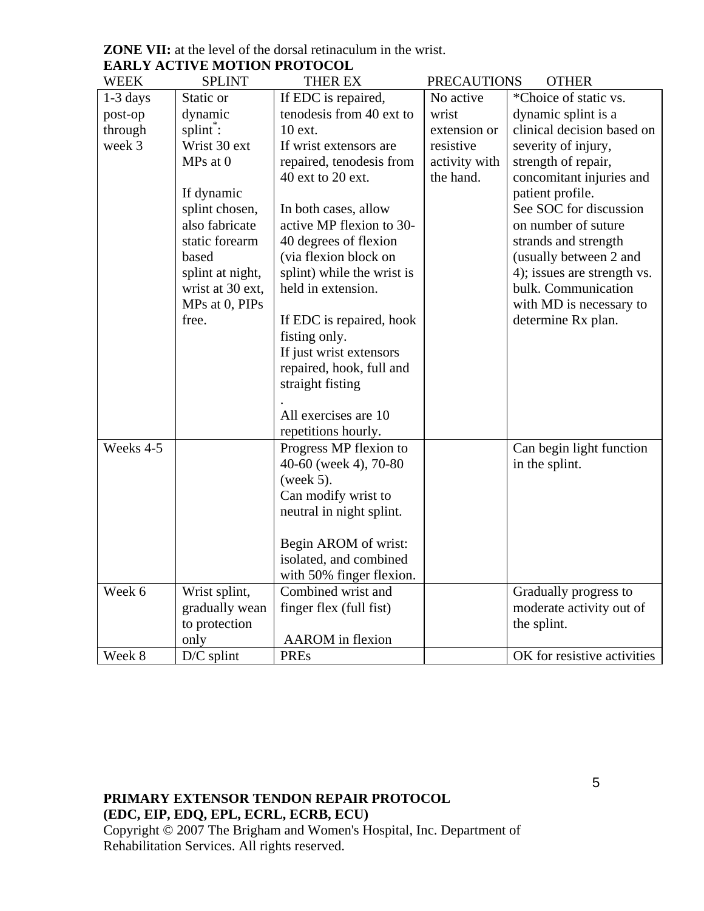**ZONE VII:** at the level of the dorsal retinaculum in the wrist.

**EARLY ACTIVE MOTION PROTOCOL**

| WEEK | SPLINT | THER EX | PRECAUTIONS | OTHER |
|---|---|---|---|---|
| 1-3 days post-op through week 3 | Static or dynamic splint*: Wrist 30 ext MPs at 0<br><br>If dynamic splint chosen, also fabricate static forearm based splint at night, wrist at 30 ext, MPs at 0, PIPs free. | If EDC is repaired, tenodesis from 40 ext to 10 ext.<br>If wrist extensors are repaired, tenodesis from 40 ext to 20 ext.<br><br>In both cases, allow active MP flexion to 30-40 degrees of flexion (via flexion block on splint) while the wrist is held in extension.<br><br>If EDC is repaired, hook fisting only.<br>If just wrist extensors repaired, hook, full and straight fisting<br>.<br>All exercises are 10 repetitions hourly. | No active wrist extension or resistive activity with the hand. | *Choice of static vs. dynamic splint is a clinical decision based on severity of injury, strength of repair, concomitant injuries and patient profile.<br>See SOC for discussion on number of suture strands and strength (usually between 2 and 4); issues are strength vs. bulk. Communication with MD is necessary to determine Rx plan. |
| Weeks 4-5 | | Progress MP flexion to 40-60 (week 4), 70-80 (week 5).<br>Can modify wrist to neutral in night splint.<br><br>Begin AROM of wrist: isolated, and combined with 50% finger flexion. | | Can begin light function in the splint. |
| Week 6 | Wrist splint, gradually wean to protection only | Combined wrist and finger flex (full fist)<br><br>AAROM in flexion | | Gradually progress to moderate activity out of the splint. |
| Week 8 | D/C splint | PREs | | OK for resistive activities |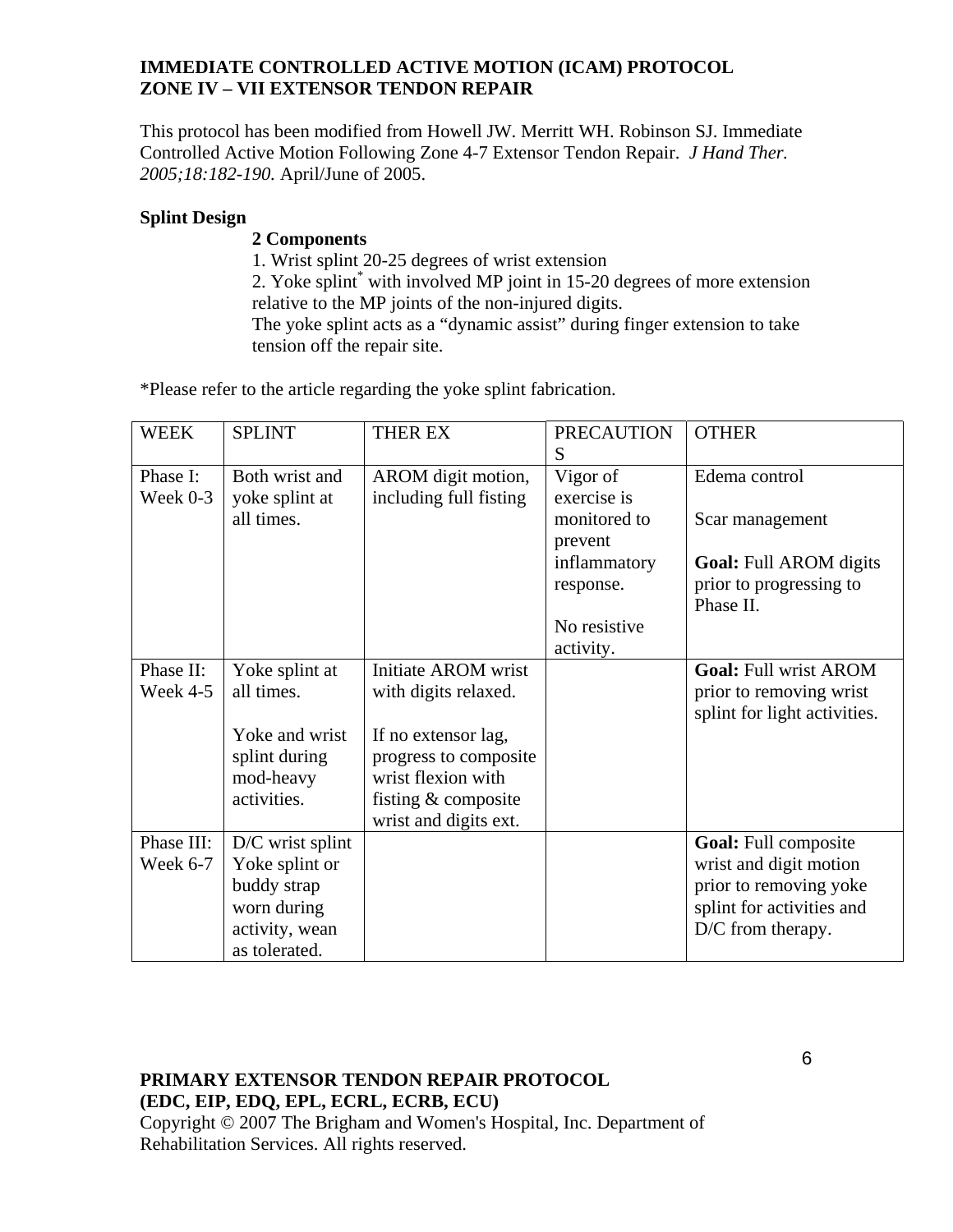**IMMEDIATE CONTROLLED ACTIVE MOTION (ICAM) PROTOCOL**
**ZONE IV – VII EXTENSOR TENDON REPAIR**

This protocol has been modified from Howell JW. Merritt WH. Robinson SJ. Immediate Controlled Active Motion Following Zone 4-7 Extensor Tendon Repair. *J Hand Ther. 2005;18:182-190.* April/June of 2005.

**Splint Design**

**2 Components**

1. Wrist splint 20-25 degrees of wrist extension
2. Yoke splint* with involved MP joint in 15-20 degrees of more extension relative to the MP joints of the non-injured digits.

The yoke splint acts as a "dynamic assist" during finger extension to take tension off the repair site.

*Please refer to the article regarding the yoke splint fabrication.

| WEEK | SPLINT | THER EX | PRECAUTIONS | OTHER |
|---|---|---|---|---|
| Phase I: Week 0-3 | Both wrist and yoke splint at all times. | AROM digit motion, including full fisting | Vigor of exercise is monitored to prevent inflammatory response.<br><br>No resistive activity. | Edema control<br><br>Scar management<br><br>**Goal:** Full AROM digits prior to progressing to Phase II. |
| Phase II: Week 4-5 | Yoke splint at all times.<br><br>Yoke and wrist splint during mod-heavy activities. | Initiate AROM wrist with digits relaxed.<br><br>If no extensor lag, progress to composite wrist flexion with fisting & composite wrist and digits ext. | | **Goal:** Full wrist AROM prior to removing wrist splint for light activities. |
| Phase III: Week 6-7 | D/C wrist splint Yoke splint or buddy strap worn during activity, wean as tolerated. | | | **Goal:** Full composite wrist and digit motion prior to removing yoke splint for activities and D/C from therapy. |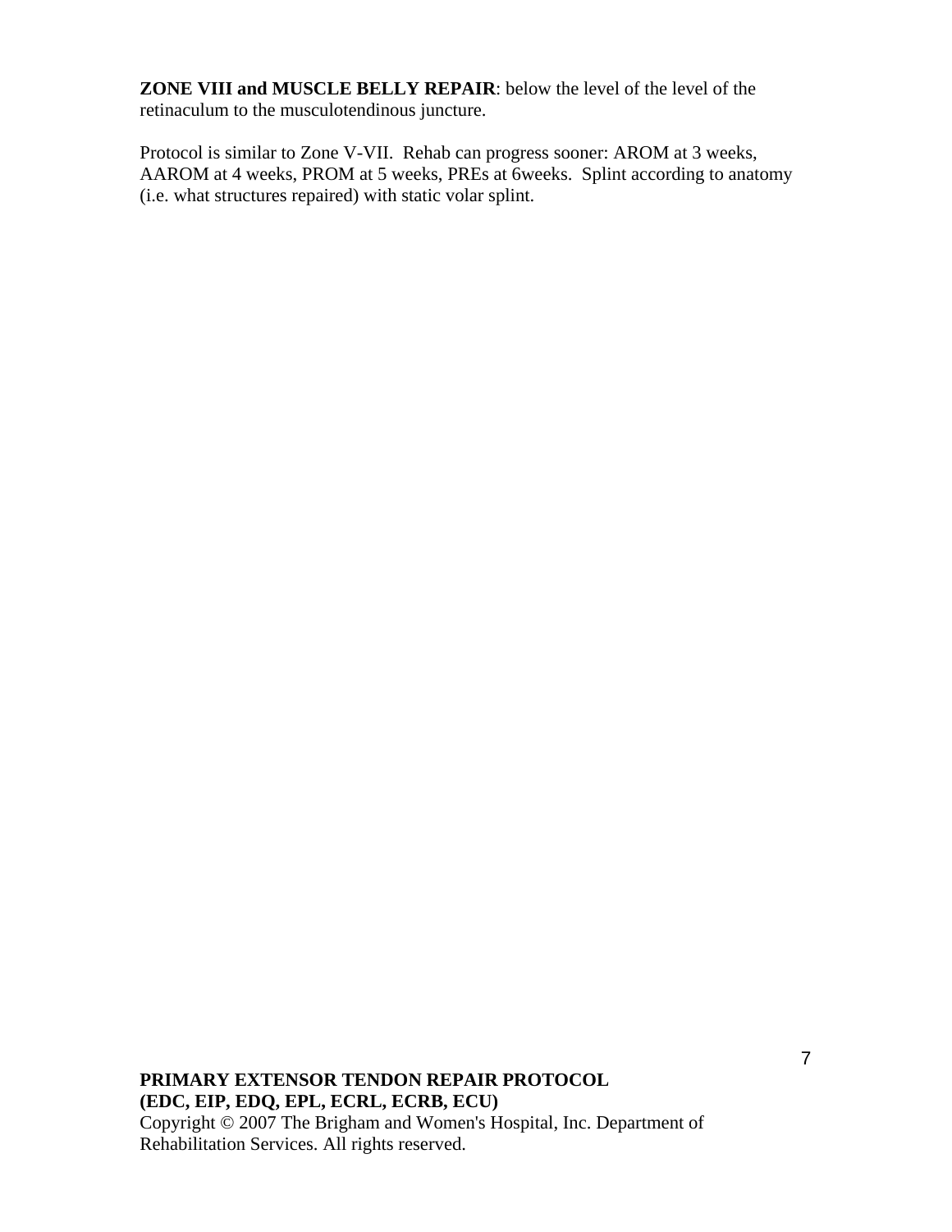**ZONE VIII and MUSCLE BELLY REPAIR**: below the level of the level of the retinaculum to the musculotendinous juncture.

Protocol is similar to Zone V-VII. Rehab can progress sooner: AROM at 3 weeks, AAROM at 4 weeks, PROM at 5 weeks, PREs at 6weeks. Splint according to anatomy (i.e. what structures repaired) with static volar splint.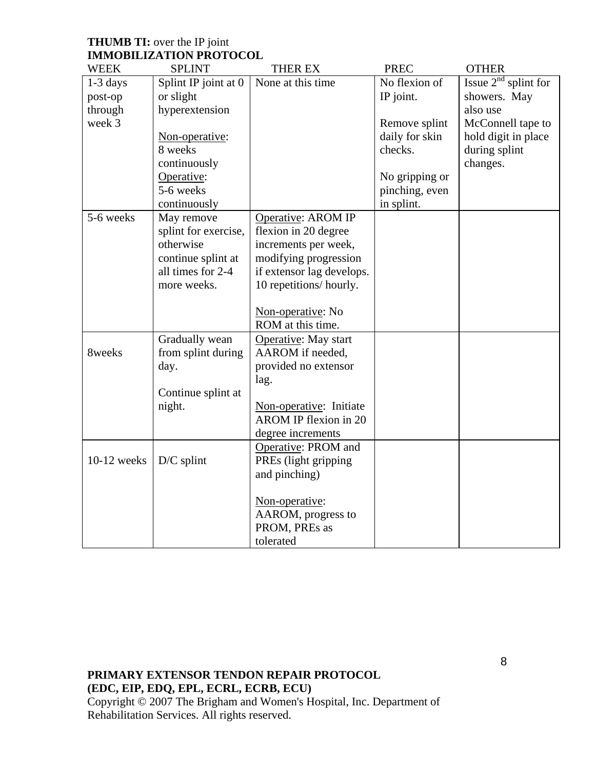**THUMB TI:** over the IP joint
**IMMOBILIZATION PROTOCOL**

| WEEK | SPLINT | THER EX | PREC | OTHER |
|---|---|---|---|---|
| 1-3 days post-op through week 3 | Splint IP joint at 0 or slight hyperextension<br><br><u>Non-operative</u>: 8 weeks continuously<br><u>Operative</u>: 5-6 weeks continuously | None at this time | No flexion of IP joint.<br><br>Remove splint daily for skin checks.<br><br>No gripping or pinching, even in splint. | Issue 2nd splint for showers. May also use McConnell tape to hold digit in place during splint changes. |
| 5-6 weeks | May remove splint for exercise, otherwise continue splint at all times for 2-4 more weeks. | <u>Operative</u>: AROM IP flexion in 20 degree increments per week, modifying progression if extensor lag develops. 10 repetitions/ hourly.<br><br><u>Non-operative</u>: No ROM at this time. | | |
| 8weeks | Gradually wean from splint during day.<br><br>Continue splint at night. | <u>Operative</u>: May start AAROM if needed, provided no extensor lag.<br><br><u>Non-operative</u>: Initiate AROM IP flexion in 20 degree increments | | |
| 10-12 weeks | D/C splint | <u>Operative</u>: PROM and PREs (light gripping and pinching)<br><br><u>Non-operative</u>: AAROM, progress to PROM, PREs as tolerated | | |

**PRIMARY EXTENSOR TENDON REPAIR PROTOCOL**
**(EDC, EIP, EDQ, EPL, ECRL, ECRB, ECU)**
Copyright © 2007 The Brigham and Women's Hospital, Inc. Department of Rehabilitation Services. All rights reserved.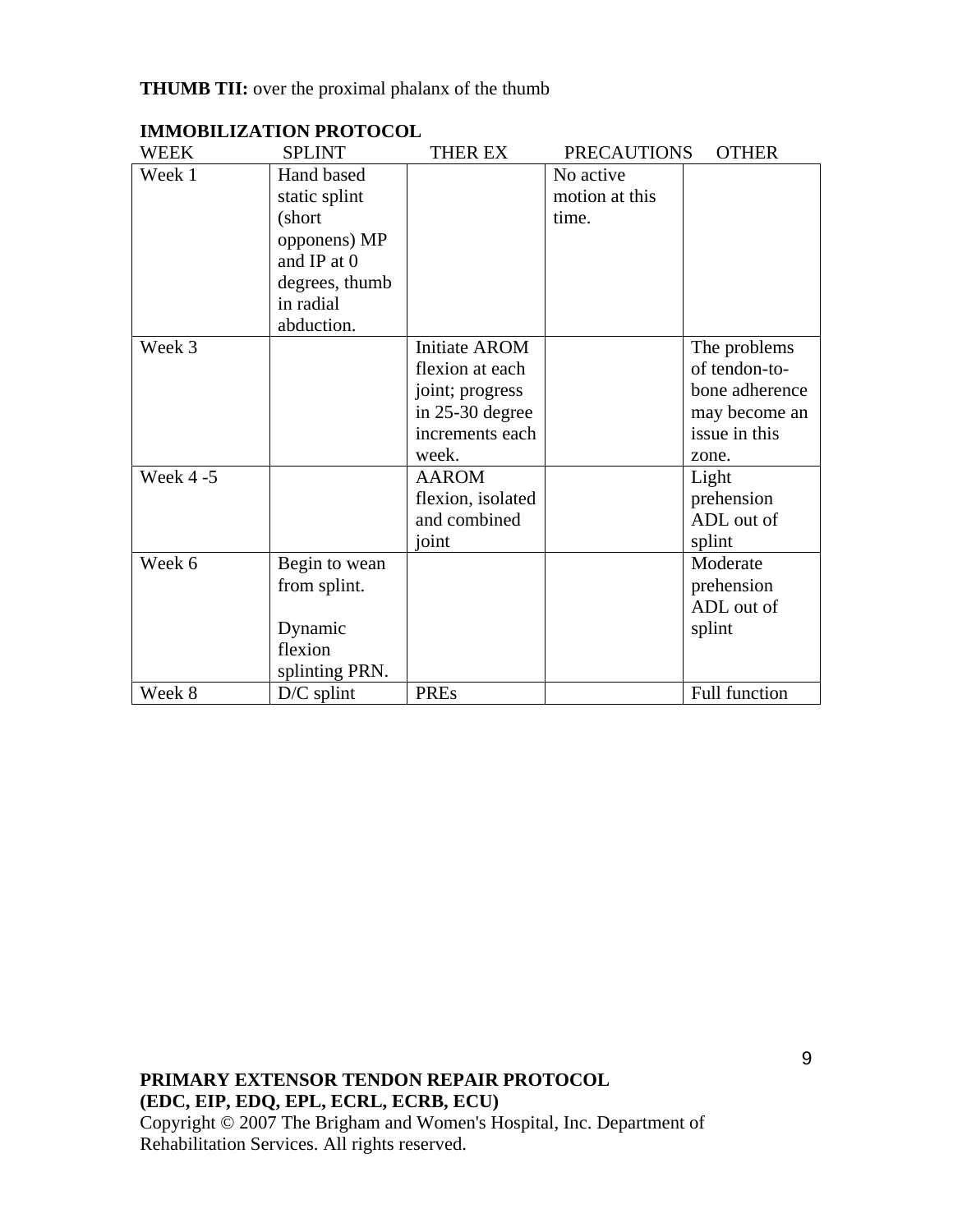**THUMB TII:** over the proximal phalanx of the thumb

**IMMOBILIZATION PROTOCOL**

| WEEK | SPLINT | THER EX | PRECAUTIONS | OTHER |
|---|---|---|---|---|
| Week 1 | Hand based static splint (short opponens) MP and IP at 0 degrees, thumb in radial abduction. | | No active motion at this time. | |
| Week 3 | | Initiate AROM flexion at each joint; progress in 25-30 degree increments each week. | | The problems of tendon-to-bone adherence may become an issue in this zone. |
| Week 4 -5 | | AAROM flexion, isolated and combined joint | | Light prehension ADL out of splint |
| Week 6 | Begin to wean from splint.<br><br>Dynamic flexion splinting PRN. | | | Moderate prehension ADL out of splint |
| Week 8 | D/C splint | PREs | | Full function |

**PRIMARY EXTENSOR TENDON REPAIR PROTOCOL**
**(EDC, EIP, EDQ, EPL, ECRL, ECRB, ECU)**
Copyright © 2007 The Brigham and Women's Hospital, Inc. Department of Rehabilitation Services. All rights reserved.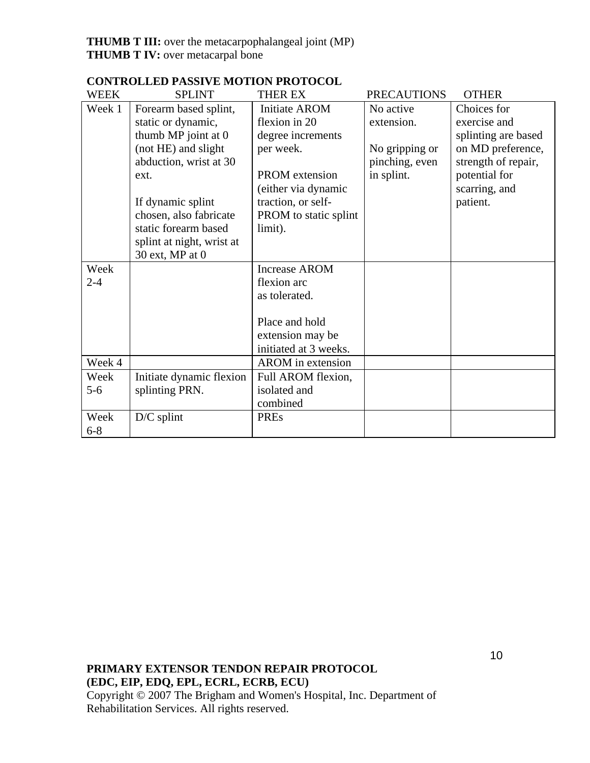**THUMB T III:** over the metacarpophalangeal joint (MP)
**THUMB T IV:** over metacarpal bone

**CONTROLLED PASSIVE MOTION PROTOCOL**

| WEEK | SPLINT | THER EX | PRECAUTIONS | OTHER |
|---|---|---|---|---|
| Week 1 | Forearm based splint, static or dynamic, thumb MP joint at 0 (not HE) and slight abduction, wrist at 30 ext.<br><br>If dynamic splint chosen, also fabricate static forearm based splint at night, wrist at 30 ext, MP at 0 | Initiate AROM flexion in 20 degree increments per week.<br><br>PROM extension (either via dynamic traction, or self-PROM to static splint limit). | No active extension.<br><br>No gripping or pinching, even in splint. | Choices for exercise and splinting are based on MD preference, strength of repair, potential for scarring, and patient. |
| Week 2-4 | | Increase AROM flexion arc as tolerated.<br><br>Place and hold extension may be initiated at 3 weeks. | | |
| Week 4 | | AROM in extension | | |
| Week 5-6 | Initiate dynamic flexion splinting PRN. | Full AROM flexion, isolated and combined | | |
| Week 6-8 | D/C splint | PREs | | |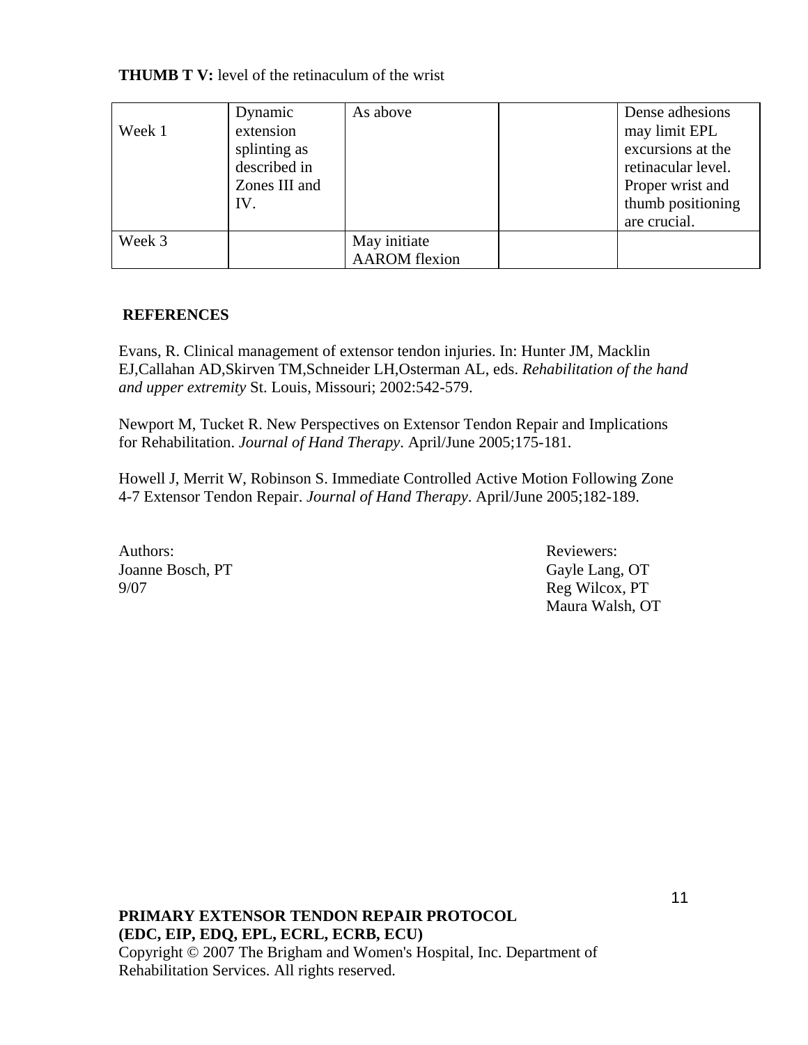**THUMB T V:** level of the retinaculum of the wrist

| | | | | |
|---|---|---|---|---|
| Week 1 | Dynamic extension splinting as described in Zones III and IV. | As above | | Dense adhesions may limit EPL excursions at the retinacular level. Proper wrist and thumb positioning are crucial. |
| Week 3 | | May initiate AAROM flexion | | |

**REFERENCES**

Evans, R. Clinical management of extensor tendon injuries. In: Hunter JM, Macklin EJ,Callahan AD,Skirven TM,Schneider LH,Osterman AL, eds. *Rehabilitation of the hand and upper extremity* St. Louis, Missouri; 2002:542-579.

Newport M, Tucket R. New Perspectives on Extensor Tendon Repair and Implications for Rehabilitation. *Journal of Hand Therapy*. April/June 2005;175-181.

Howell J, Merrit W, Robinson S. Immediate Controlled Active Motion Following Zone 4-7 Extensor Tendon Repair. *Journal of Hand Therapy*. April/June 2005;182-189.

Authors:
Joanne Bosch, PT
9/07

Reviewers:
Gayle Lang, OT
Reg Wilcox, PT
Maura Walsh, OT

**PRIMARY EXTENSOR TENDON REPAIR PROTOCOL**
**(EDC, EIP, EDQ, EPL, ECRL, ECRB, ECU)**
Copyright © 2007 The Brigham and Women's Hospital, Inc. Department of Rehabilitation Services. All rights reserved.